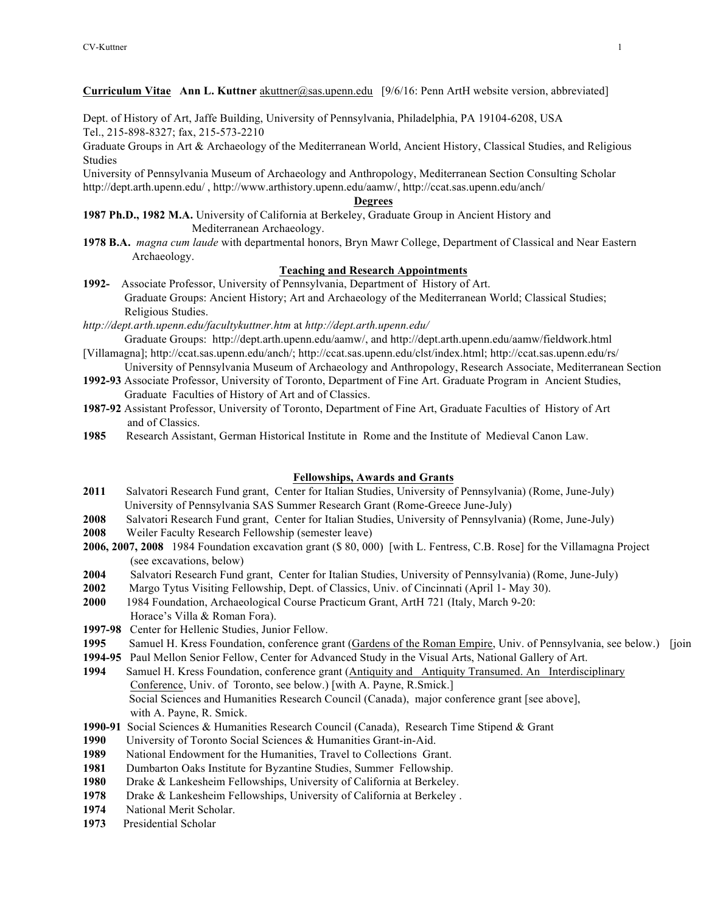**Curriculum Vitae Ann L. Kuttner** akuttner@sas.upenn.edu [9/6/16: Penn ArtH website version, abbreviated]

Dept. of History of Art, Jaffe Building, University of Pennsylvania, Philadelphia, PA 19104-6208, USA
Tel., 215-898-8327; fax, 215-573-2210
Graduate Groups in Art & Archaeology of the Mediterranean World, Ancient History, Classical Studies, and Religious Studies
University of Pennsylvania Museum of Archaeology and Anthropology, Mediterranean Section Consulting Scholar
http://dept.arth.upenn.edu/ , http://www.arthistory.upenn.edu/aamw/, http://ccat.sas.upenn.edu/anch/

## Degrees

**1987 Ph.D., 1982 M.A.** University of California at Berkeley, Graduate Group in Ancient History and Mediterranean Archaeology.

**1978 B.A.** *magna cum laude* with departmental honors, Bryn Mawr College, Department of Classical and Near Eastern Archaeology.

## Teaching and Research Appointments

**1992-** Associate Professor, University of Pennsylvania, Department of History of Art.
Graduate Groups: Ancient History; Art and Archaeology of the Mediterranean World; Classical Studies; Religious Studies.
*http://dept.arth.upenn.edu/facultykuttner.htm* at *http://dept.arth.upenn.edu/*
Graduate Groups: http://dept.arth.upenn.edu/aamw/, and http://dept.arth.upenn.edu/aamw/fieldwork.html [Villamagna]; http://ccat.sas.upenn.edu/anch/; http://ccat.sas.upenn.edu/clst/index.html; http://ccat.sas.upenn.edu/rs/
University of Pennsylvania Museum of Archaeology and Anthropology, Research Associate, Mediterranean Section

**1992-93** Associate Professor, University of Toronto, Department of Fine Art. Graduate Program in Ancient Studies, Graduate Faculties of History of Art and of Classics.

**1987-92** Assistant Professor, University of Toronto, Department of Fine Art, Graduate Faculties of History of Art and of Classics.

**1985** Research Assistant, German Historical Institute in Rome and the Institute of Medieval Canon Law.

## Fellowships, Awards and Grants

**2011** Salvatori Research Fund grant, Center for Italian Studies, University of Pennsylvania) (Rome, June-July)
University of Pennsylvania SAS Summer Research Grant (Rome-Greece June-July)

**2008** Salvatori Research Fund grant, Center for Italian Studies, University of Pennsylvania) (Rome, June-July)

**2008** Weiler Faculty Research Fellowship (semester leave)

**2006, 2007, 2008** 1984 Foundation excavation grant ($ 80, 000) [with L. Fentress, C.B. Rose] for the Villamagna Project (see excavations, below)

**2004** Salvatori Research Fund grant, Center for Italian Studies, University of Pennsylvania) (Rome, June-July)

**2002** Margo Tytus Visiting Fellowship, Dept. of Classics, Univ. of Cincinnati (April 1- May 30).

**2000** 1984 Foundation, Archaeological Course Practicum Grant, ArtH 721 (Italy, March 9-20: Horace's Villa & Roman Fora).

**1997-98** Center for Hellenic Studies, Junior Fellow.

**1995** Samuel H. Kress Foundation, conference grant (Gardens of the Roman Empire, Univ. of Pennsylvania, see below.) [join

**1994-95** Paul Mellon Senior Fellow, Center for Advanced Study in the Visual Arts, National Gallery of Art.

**1994** Samuel H. Kress Foundation, conference grant (Antiquity and Antiquity Transumed. An Interdisciplinary Conference, Univ. of Toronto, see below.) [with A. Payne, R.Smick.]
Social Sciences and Humanities Research Council (Canada), major conference grant [see above], with A. Payne, R. Smick.

**1990-91** Social Sciences & Humanities Research Council (Canada), Research Time Stipend & Grant

**1990** University of Toronto Social Sciences & Humanities Grant-in-Aid.

**1989** National Endowment for the Humanities, Travel to Collections Grant.

**1981** Dumbarton Oaks Institute for Byzantine Studies, Summer Fellowship.

**1980** Drake & Lankesheim Fellowships, University of California at Berkeley.

**1978** Drake & Lankesheim Fellowships, University of California at Berkeley .

**1974** National Merit Scholar.

**1973** Presidential Scholar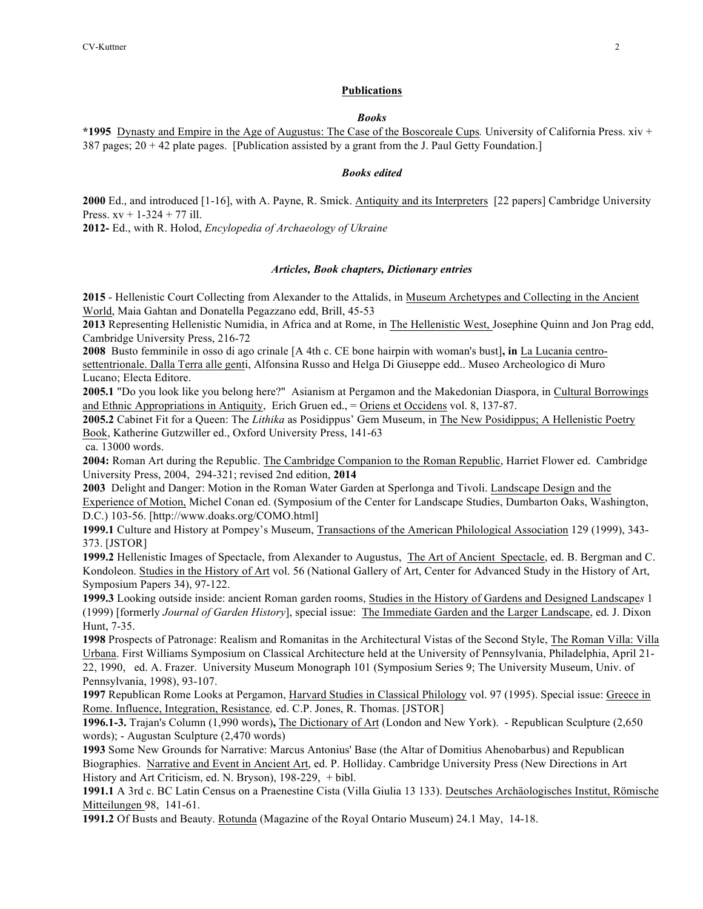## Publications

### *Books*

**\*1995** Dynasty and Empire in the Age of Augustus: The Case of the Boscoreale Cups*.* University of California Press. xiv + 387 pages; 20 + 42 plate pages. [Publication assisted by a grant from the J. Paul Getty Foundation.]

### *Books edited*

**2000** Ed., and introduced [1-16], with A. Payne, R. Smick. Antiquity and its Interpreters [22 papers] Cambridge University Press. xv + 1-324 + 77 ill.

**2012-** Ed., with R. Holod, *Encylopedia of Archaeology of Ukraine*

### *Articles, Book chapters, Dictionary entries*

**2015** - Hellenistic Court Collecting from Alexander to the Attalids, in Museum Archetypes and Collecting in the Ancient World, Maia Gahtan and Donatella Pegazzano edd, Brill, 45-53

**2013** Representing Hellenistic Numidia, in Africa and at Rome, in The Hellenistic West, Josephine Quinn and Jon Prag edd, Cambridge University Press, 216-72

**2008** Busto femminile in osso di ago crinale [A 4th c. CE bone hairpin with woman's bust]**, in** La Lucania centro-settentrionale. Dalla Terra alle genti, Alfonsina Russo and Helga Di Giuseppe edd.. Museo Archeologico di Muro Lucano; Electa Editore.

**2005.1** "Do you look like you belong here?" Asianism at Pergamon and the Makedonian Diaspora, in Cultural Borrowings and Ethnic Appropriations in Antiquity, Erich Gruen ed., = Oriens et Occidens vol. 8, 137-87.

**2005.2** Cabinet Fit for a Queen: The *Lithika* as Posidippus' Gem Museum, in The New Posidippus; A Hellenistic Poetry Book, Katherine Gutzwiller ed., Oxford University Press, 141-63
ca. 13000 words.

**2004:** Roman Art during the Republic. The Cambridge Companion to the Roman Republic, Harriet Flower ed. Cambridge University Press, 2004, 294-321; revised 2nd edition, **2014**

**2003** Delight and Danger: Motion in the Roman Water Garden at Sperlonga and Tivoli. Landscape Design and the Experience of Motion, Michel Conan ed. (Symposium of the Center for Landscape Studies, Dumbarton Oaks, Washington, D.C.) 103-56. [http://www.doaks.org/COMO.html]

**1999.1** Culture and History at Pompey's Museum, Transactions of the American Philological Association 129 (1999), 343-373. [JSTOR]

**1999.2** Hellenistic Images of Spectacle, from Alexander to Augustus, The Art of Ancient Spectacle, ed. B. Bergman and C. Kondoleon. Studies in the History of Art vol. 56 (National Gallery of Art, Center for Advanced Study in the History of Art, Symposium Papers 34), 97-122.

**1999.3** Looking outside inside: ancient Roman garden rooms, Studies in the History of Gardens and Designed Landscape*s* 1 (1999) [formerly *Journal of Garden History*], special issue: The Immediate Garden and the Larger Landscape, ed. J. Dixon Hunt, 7-35.

**1998** Prospects of Patronage: Realism and Romanitas in the Architectural Vistas of the Second Style, The Roman Villa: Villa Urbana. First Williams Symposium on Classical Architecture held at the University of Pennsylvania, Philadelphia, April 21-22, 1990, ed. A. Frazer. University Museum Monograph 101 (Symposium Series 9; The University Museum, Univ. of Pennsylvania, 1998), 93-107.

**1997** Republican Rome Looks at Pergamon, Harvard Studies in Classical Philology vol. 97 (1995). Special issue: Greece in Rome. Influence, Integration, Resistance*,* ed. C.P. Jones, R. Thomas. [JSTOR]

**1996.1-3.** Trajan's Column (1,990 words)**,** The Dictionary of Art (London and New York). - Republican Sculpture (2,650 words); - Augustan Sculpture (2,470 words)

**1993** Some New Grounds for Narrative: Marcus Antonius' Base (the Altar of Domitius Ahenobarbus) and Republican Biographies. Narrative and Event in Ancient Art, ed. P. Holliday. Cambridge University Press (New Directions in Art History and Art Criticism, ed. N. Bryson), 198-229, + bibl.

**1991.1** A 3rd c. BC Latin Census on a Praenestine Cista (Villa Giulia 13 133). Deutsches Archäologisches Institut, Römische Mitteilungen 98, 141-61.

**1991.2** Of Busts and Beauty. Rotunda (Magazine of the Royal Ontario Museum) 24.1 May, 14-18.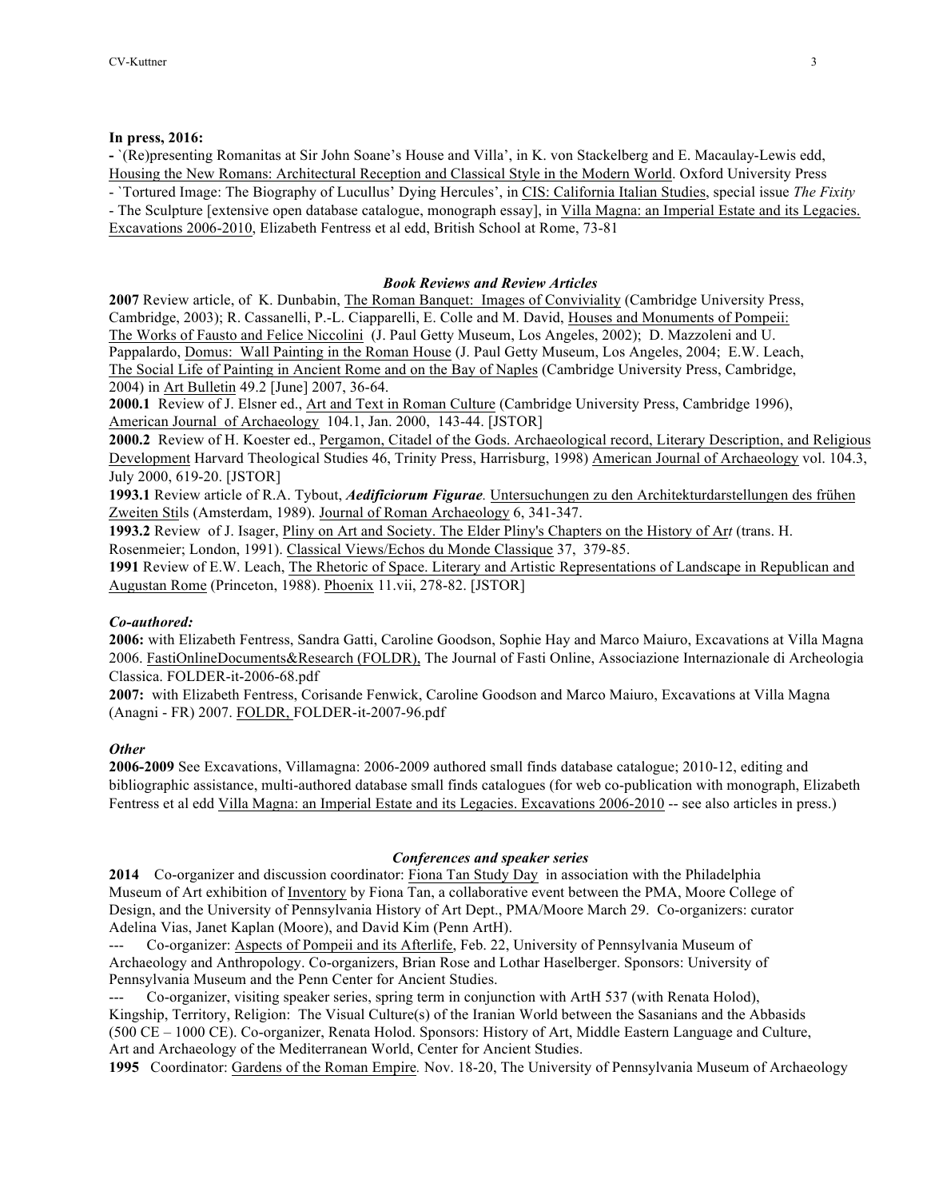**In press, 2016:**

**-** `(Re)presenting Romanitas at Sir John Soane's House and Villa', in K. von Stackelberg and E. Macaulay-Lewis edd, Housing the New Romans: Architectural Reception and Classical Style in the Modern World. Oxford University Press

- `Tortured Image: The Biography of Lucullus' Dying Hercules', in CIS: California Italian Studies, special issue *The Fixity*

- The Sculpture [extensive open database catalogue, monograph essay], in Villa Magna: an Imperial Estate and its Legacies. Excavations 2006-2010, Elizabeth Fentress et al edd, British School at Rome, 73-81

### *Book Reviews and Review Articles*

**2007** Review article, of K. Dunbabin, The Roman Banquet: Images of Conviviality (Cambridge University Press, Cambridge, 2003); R. Cassanelli, P.-L. Ciapparelli, E. Colle and M. David, Houses and Monuments of Pompeii: The Works of Fausto and Felice Niccolini (J. Paul Getty Museum, Los Angeles, 2002); D. Mazzoleni and U. Pappalardo, Domus: Wall Painting in the Roman House (J. Paul Getty Museum, Los Angeles, 2004; E.W. Leach, The Social Life of Painting in Ancient Rome and on the Bay of Naples (Cambridge University Press, Cambridge, 2004) in Art Bulletin 49.2 [June] 2007, 36-64.

**2000.1** Review of J. Elsner ed., Art and Text in Roman Culture (Cambridge University Press, Cambridge 1996), American Journal of Archaeology 104.1, Jan. 2000, 143-44. [JSTOR]

**2000.2** Review of H. Koester ed., Pergamon, Citadel of the Gods. Archaeological record, Literary Description, and Religious Development Harvard Theological Studies 46, Trinity Press, Harrisburg, 1998) American Journal of Archaeology vol. 104.3, July 2000, 619-20. [JSTOR]

**1993.1** Review article of R.A. Tybout, ***Aedificiorum Figurae.*** Untersuchungen zu den Architekturdarstellungen des frühen Zweiten Stils (Amsterdam, 1989). Journal of Roman Archaeology 6, 341-347.

**1993.2** Review of J. Isager, Pliny on Art and Society. The Elder Pliny's Chapters on the History of Ar*t* (trans. H. Rosenmeier; London, 1991). Classical Views/Echos du Monde Classique 37, 379-85.

**1991** Review of E.W. Leach, The Rhetoric of Space. Literary and Artistic Representations of Landscape in Republican and Augustan Rome (Princeton, 1988). Phoenix 11.vii, 278-82. [JSTOR]

***Co-authored:***

**2006:** with Elizabeth Fentress, Sandra Gatti, Caroline Goodson, Sophie Hay and Marco Maiuro, Excavations at Villa Magna 2006. FastiOnlineDocuments&Research (FOLDR), The Journal of Fasti Online, Associazione Internazionale di Archeologia Classica. FOLDER-it-2006-68.pdf

**2007:** with Elizabeth Fentress, Corisande Fenwick, Caroline Goodson and Marco Maiuro, Excavations at Villa Magna (Anagni - FR) 2007. FOLDR, FOLDER-it-2007-96.pdf

***Other***

**2006-2009** See Excavations, Villamagna: 2006-2009 authored small finds database catalogue; 2010-12, editing and bibliographic assistance, multi-authored database small finds catalogues (for web co-publication with monograph, Elizabeth Fentress et al edd Villa Magna: an Imperial Estate and its Legacies. Excavations 2006-2010 -- see also articles in press.)

### *Conferences and speaker series*

**2014** Co-organizer and discussion coordinator: Fiona Tan Study Day in association with the Philadelphia Museum of Art exhibition of Inventory by Fiona Tan, a collaborative event between the PMA, Moore College of Design, and the University of Pennsylvania History of Art Dept., PMA/Moore March 29. Co-organizers: curator Adelina Vias, Janet Kaplan (Moore), and David Kim (Penn ArtH).

--- Co-organizer: Aspects of Pompeii and its Afterlife, Feb. 22, University of Pennsylvania Museum of Archaeology and Anthropology. Co-organizers, Brian Rose and Lothar Haselberger. Sponsors: University of Pennsylvania Museum and the Penn Center for Ancient Studies.

--- Co-organizer, visiting speaker series, spring term in conjunction with ArtH 537 (with Renata Holod), Kingship, Territory, Religion: The Visual Culture(s) of the Iranian World between the Sasanians and the Abbasids (500 CE – 1000 CE). Co-organizer, Renata Holod. Sponsors: History of Art, Middle Eastern Language and Culture, Art and Archaeology of the Mediterranean World, Center for Ancient Studies.

**1995** Coordinator: Gardens of the Roman Empire*.* Nov. 18-20, The University of Pennsylvania Museum of Archaeology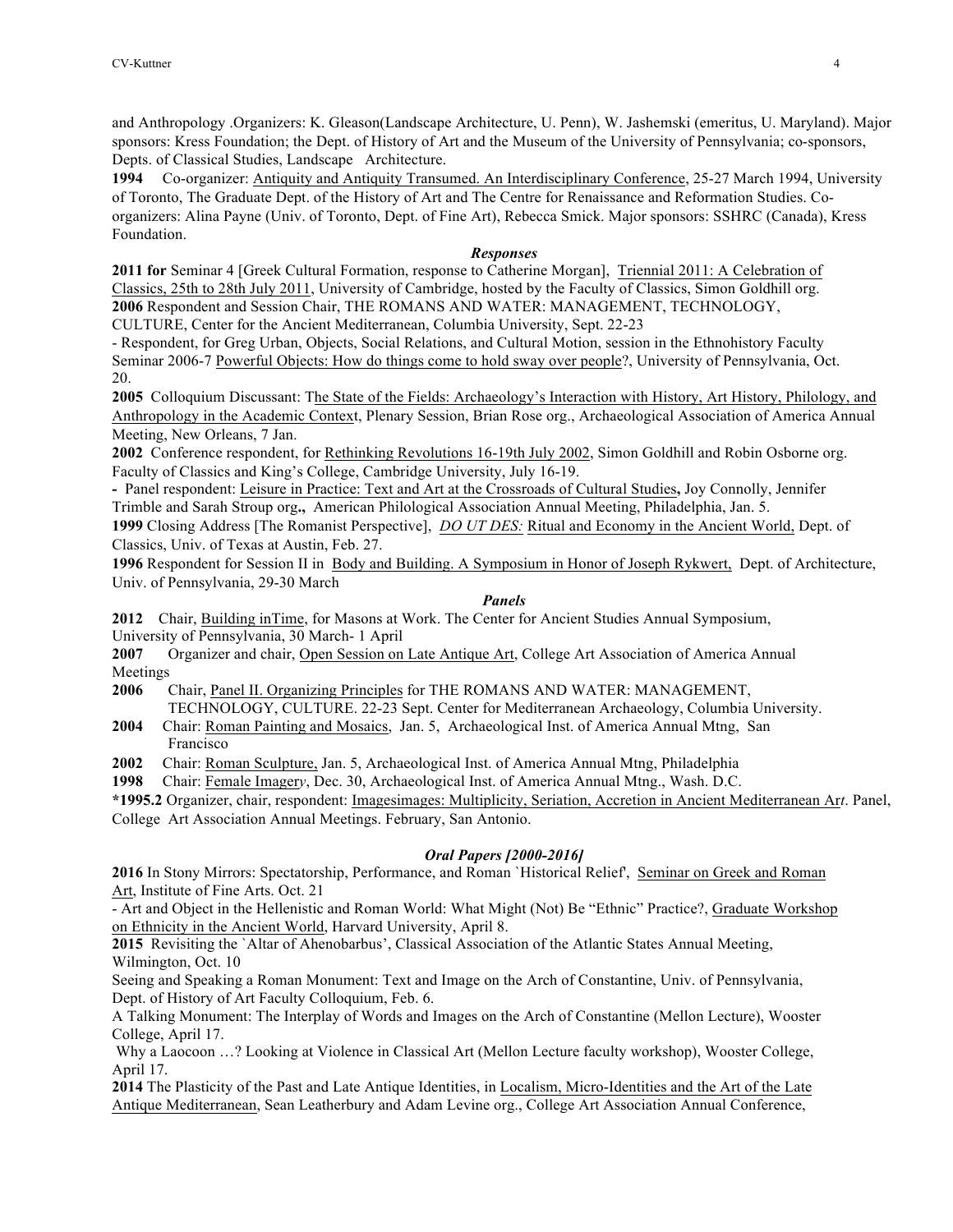and Anthropology .Organizers: K. Gleason(Landscape Architecture, U. Penn), W. Jashemski (emeritus, U. Maryland). Major sponsors: Kress Foundation; the Dept. of History of Art and the Museum of the University of Pennsylvania; co-sponsors, Depts. of Classical Studies, Landscape Architecture.

**1994** Co-organizer: <u>Antiquity and Antiquity Transumed. An Interdisciplinary Conference</u>, 25-27 March 1994, University of Toronto, The Graduate Dept. of the History of Art and The Centre for Renaissance and Reformation Studies. Co-organizers: Alina Payne (Univ. of Toronto, Dept. of Fine Art), Rebecca Smick. Major sponsors: SSHRC (Canada), Kress Foundation.

### *Responses*

**2011 for** Seminar 4 [Greek Cultural Formation, response to Catherine Morgan], <u>Triennial 2011: A Celebration of Classics, 25th to 28th July 2011</u>, University of Cambridge, hosted by the Faculty of Classics, Simon Goldhill org.

**2006** Respondent and Session Chair, THE ROMANS AND WATER: MANAGEMENT, TECHNOLOGY, CULTURE, Center for the Ancient Mediterranean, Columbia University, Sept. 22-23

- Respondent, for Greg Urban, Objects, Social Relations, and Cultural Motion, session in the Ethnohistory Faculty Seminar 2006-7 <u>Powerful Objects: How do things come to hold sway over people</u>?, University of Pennsylvania, Oct. 20.

**2005** Colloquium Discussant: <u>The State of the Fields: Archaeology's Interaction with History, Art History, Philology, and Anthropology in the Academic Context</u>, Plenary Session, Brian Rose org., Archaeological Association of America Annual Meeting, New Orleans, 7 Jan.

**2002** Conference respondent, for <u>Rethinking Revolutions 16-19th July 2002</u>, Simon Goldhill and Robin Osborne org. Faculty of Classics and King's College, Cambridge University, July 16-19.

- Panel respondent: <u>Leisure in Practice: Text and Art at the Crossroads of Cultural Studies</u>**,** Joy Connolly, Jennifer Trimble and Sarah Stroup org**.,** American Philological Association Annual Meeting, Philadelphia, Jan. 5.

**1999** Closing Address [The Romanist Perspective], <u>*DO UT DES:*</u> <u>Ritual and Economy in the Ancient World,</u> Dept. of Classics, Univ. of Texas at Austin, Feb. 27.

**1996** Respondent for Session II in <u>Body and Building. A Symposium in Honor of Joseph Rykwert,</u> Dept. of Architecture, Univ. of Pennsylvania, 29-30 March

### *Panels*

**2012** Chair, <u>Building inTime</u>, for Masons at Work. The Center for Ancient Studies Annual Symposium, University of Pennsylvania, 30 March- 1 April

**2007** Organizer and chair, <u>Open Session on Late Antique Art</u>, College Art Association of America Annual Meetings

**2006** Chair, <u>Panel II. Organizing Principles</u> for THE ROMANS AND WATER: MANAGEMENT, TECHNOLOGY, CULTURE. 22-23 Sept. Center for Mediterranean Archaeology, Columbia University.

**2004** Chair: <u>Roman Painting and Mosaics</u>, Jan. 5, Archaeological Inst. of America Annual Mtng, San Francisco

**2002** Chair: <u>Roman Sculpture,</u> Jan. 5, Archaeological Inst. of America Annual Mtng, Philadelphia

**1998** Chair: <u>Female Imager*y*</u>, Dec. 30, Archaeological Inst. of America Annual Mtng., Wash. D.C.

**\*1995.2** Organizer, chair, respondent: <u>Imagesimages: Multiplicity, Seriation, Accretion in Ancient Mediterranean Ar*t*</u>. Panel, College Art Association Annual Meetings. February, San Antonio.

### *Oral Papers [2000-2016]*

**2016** In Stony Mirrors: Spectatorship, Performance, and Roman `Historical Relief', <u>Seminar on Greek and Roman Art</u>, Institute of Fine Arts. Oct. 21

- Art and Object in the Hellenistic and Roman World: What Might (Not) Be "Ethnic" Practice?, <u>Graduate Workshop on Ethnicity in the Ancient World</u>, Harvard University, April 8.

**2015** Revisiting the `Altar of Ahenobarbus', Classical Association of the Atlantic States Annual Meeting, Wilmington, Oct. 10

Seeing and Speaking a Roman Monument: Text and Image on the Arch of Constantine, Univ. of Pennsylvania, Dept. of History of Art Faculty Colloquium, Feb. 6.

A Talking Monument: The Interplay of Words and Images on the Arch of Constantine (Mellon Lecture), Wooster College, April 17.

Why a Laocoon …? Looking at Violence in Classical Art (Mellon Lecture faculty workshop), Wooster College, April 17.

**2014** The Plasticity of the Past and Late Antique Identities, in <u>Localism, Micro-Identities and the Art of the Late Antique Mediterranean</u>, Sean Leatherbury and Adam Levine org., College Art Association Annual Conference,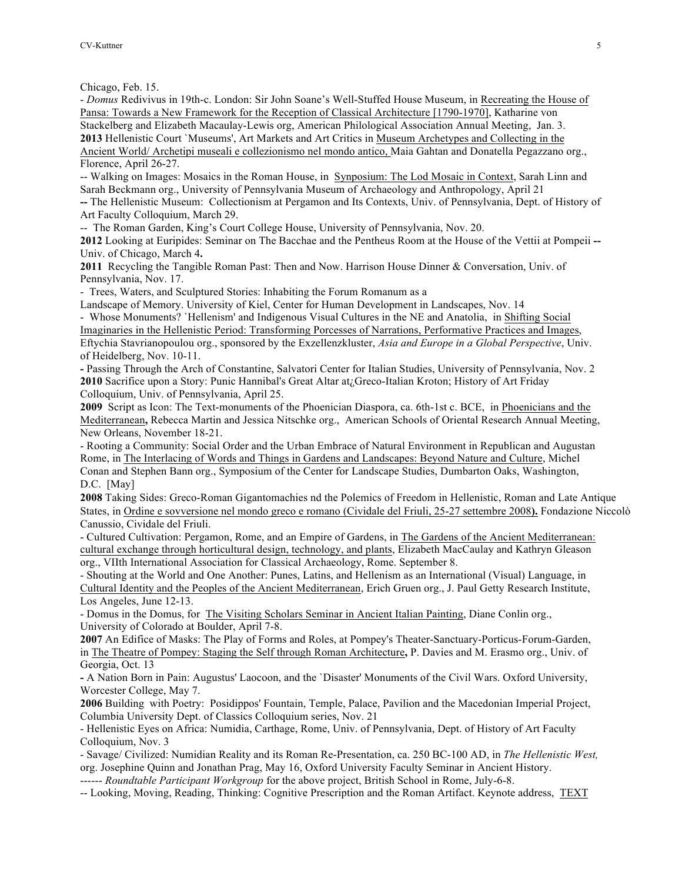Chicago, Feb. 15.

- *Domus* Redivivus in 19th-c. London: Sir John Soane's Well-Stuffed House Museum, in <u>Recreating the House of Pansa: Towards a New Framework for the Reception of Classical Architecture [1790-1970]</u>, Katharine von Stackelberg and Elizabeth Macaulay-Lewis org, American Philological Association Annual Meeting, Jan. 3.

**2013** Hellenistic Court `Museums', Art Markets and Art Critics in <u>Museum Archetypes and Collecting in the Ancient World/ Archetipi museali e collezionismo nel mondo antico,</u> Maia Gahtan and Donatella Pegazzano org., Florence, April 26-27.

-- Walking on Images: Mosaics in the Roman House, in <u>Synposium: The Lod Mosaic in Context</u>, Sarah Linn and Sarah Beckmann org., University of Pennsylvania Museum of Archaeology and Anthropology, April 21

**--** The Hellenistic Museum: Collectionism at Pergamon and Its Contexts, Univ. of Pennsylvania, Dept. of History of Art Faculty Colloquium, March 29.

-- The Roman Garden, King's Court College House, University of Pennsylvania, Nov. 20.

**2012** Looking at Euripides: Seminar on The Bacchae and the Pentheus Room at the House of the Vettii at Pompeii **--** Univ. of Chicago, March 4**.**

**2011** Recycling the Tangible Roman Past: Then and Now. Harrison House Dinner & Conversation, Univ. of Pennsylvania, Nov. 17.

- Trees, Waters, and Sculptured Stories: Inhabiting the Forum Romanum as a Landscape of Memory. University of Kiel, Center for Human Development in Landscapes, Nov. 14

- Whose Monuments? `Hellenism' and Indigenous Visual Cultures in the NE and Anatolia, in <u>Shifting Social Imaginaries in the Hellenistic Period: Transforming Porcesses of Narrations, Performative Practices and Images</u>, Eftychia Stavrianopoulou org., sponsored by the Exzellenzkluster, *Asia and Europe in a Global Perspective*, Univ. of Heidelberg, Nov. 10-11.

**-** Passing Through the Arch of Constantine, Salvatori Center for Italian Studies, University of Pennsylvania, Nov. 2

**2010** Sacrifice upon a Story: Punic Hannibal's Great Altar at¿Greco-Italian Kroton; History of Art Friday Colloquium, Univ. of Pennsylvania, April 25.

**2009** Script as Icon: The Text-monuments of the Phoenician Diaspora, ca. 6th-1st c. BCE, in <u>Phoenicians and the Mediterranean</u>**,** Rebecca Martin and Jessica Nitschke org., American Schools of Oriental Research Annual Meeting, New Orleans, November 18-21.

- Rooting a Community: Social Order and the Urban Embrace of Natural Environment in Republican and Augustan Rome, in <u>The Interlacing of Words and Things in Gardens and Landscapes: Beyond Nature and Culture</u>, Michel Conan and Stephen Bann org., Symposium of the Center for Landscape Studies, Dumbarton Oaks, Washington, D.C. [May]

**2008** Taking Sides: Greco-Roman Gigantomachies nd the Polemics of Freedom in Hellenistic, Roman and Late Antique States, in <u>Ordine e sovversione nel mondo greco e romano (Cividale del Friuli, 25-27 settembre 2008</u>**).** Fondazione Niccolò Canussio, Cividale del Friuli.

- Cultured Cultivation: Pergamon, Rome, and an Empire of Gardens, in <u>The Gardens of the Ancient Mediterranean: cultural exchange through horticultural design, technology, and plants</u>, Elizabeth MacCaulay and Kathryn Gleason org., VIIth International Association for Classical Archaeology, Rome. September 8.

- Shouting at the World and One Another: Punes, Latins, and Hellenism as an International (Visual) Language, in <u>Cultural Identity and the Peoples of the Ancient Mediterranean</u>, Erich Gruen org., J. Paul Getty Research Institute, Los Angeles, June 12-13.

- Domus in the Domus, for <u>The Visiting Scholars Seminar in Ancient Italian Painting</u>, Diane Conlin org., University of Colorado at Boulder, April 7-8.

**2007** An Edifice of Masks: The Play of Forms and Roles, at Pompey's Theater-Sanctuary-Porticus-Forum-Garden, in <u>The Theatre of Pompey: Staging the Self through Roman Architecture</u>**,** P. Davies and M. Erasmo org., Univ. of Georgia, Oct. 13

**-** A Nation Born in Pain: Augustus' Laocoon, and the `Disaster' Monuments of the Civil Wars. Oxford University, Worcester College, May 7.

**2006** Building with Poetry: Posidippos' Fountain, Temple, Palace, Pavilion and the Macedonian Imperial Project, Columbia University Dept. of Classics Colloquium series, Nov. 21

- Hellenistic Eyes on Africa: Numidia, Carthage, Rome, Univ. of Pennsylvania, Dept. of History of Art Faculty Colloquium, Nov. 3

- Savage/ Civilized: Numidian Reality and its Roman Re-Presentation, ca. 250 BC-100 AD, in *The Hellenistic West,* org. Josephine Quinn and Jonathan Prag, May 16, Oxford University Faculty Seminar in Ancient History.

------ *Roundtable Participant Workgroup* for the above project, British School in Rome, July-6-8.

-- Looking, Moving, Reading, Thinking: Cognitive Prescription and the Roman Artifact. Keynote address, <u>TEXT</u>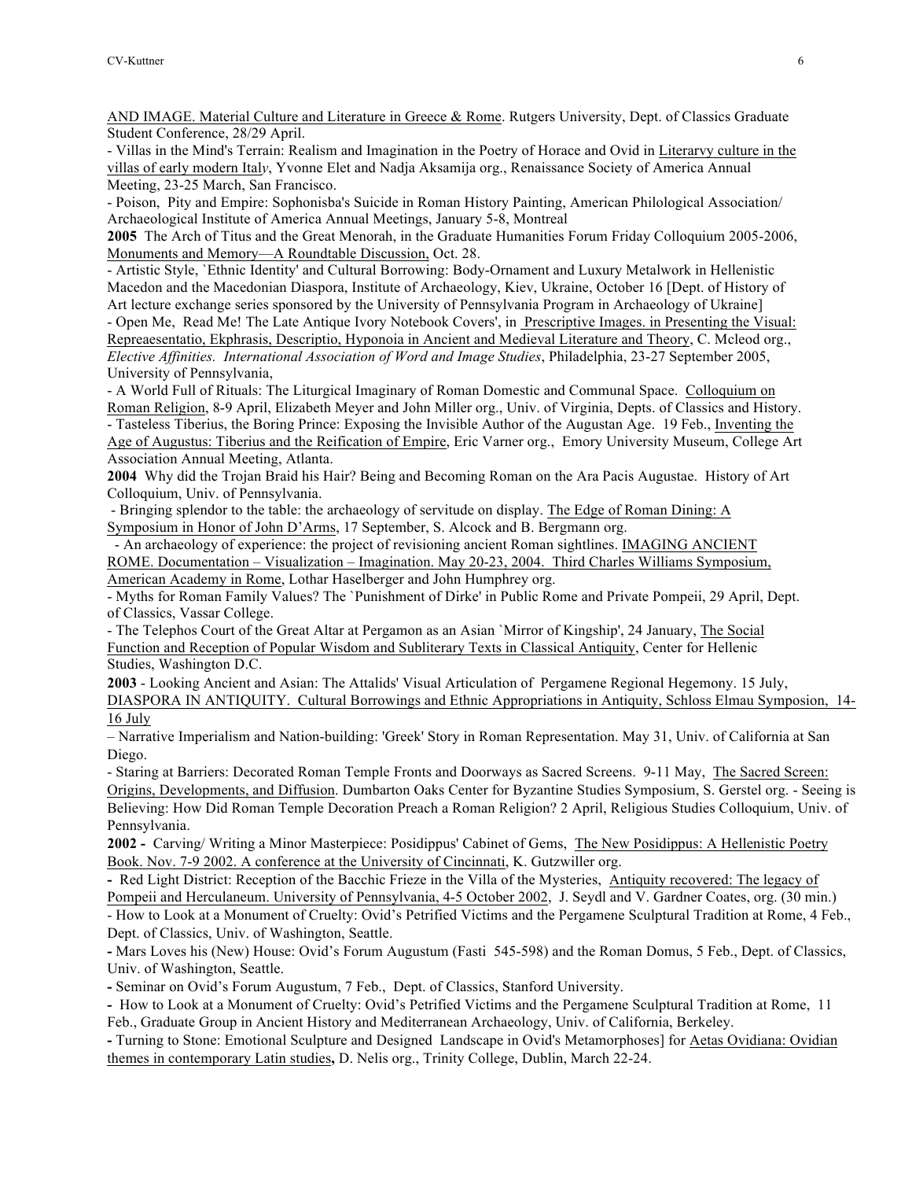<u>AND IMAGE. Material Culture and Literature in Greece & Rome</u>. Rutgers University, Dept. of Classics Graduate Student Conference, 28/29 April.

- Villas in the Mind's Terrain: Realism and Imagination in the Poetry of Horace and Ovid in <u>Literarvy culture in the villas of early modern Ital*y*</u>, Yvonne Elet and Nadja Aksamija org., Renaissance Society of America Annual Meeting, 23-25 March, San Francisco.
- Poison, Pity and Empire: Sophonisba's Suicide in Roman History Painting, American Philological Association/ Archaeological Institute of America Annual Meetings, January 5-8, Montreal

**2005** The Arch of Titus and the Great Menorah, in the Graduate Humanities Forum Friday Colloquium 2005-2006, <u>Monuments and Memory—A Roundtable Discussion,</u> Oct. 28.

- Artistic Style, `Ethnic Identity' and Cultural Borrowing: Body-Ornament and Luxury Metalwork in Hellenistic Macedon and the Macedonian Diaspora, Institute of Archaeology, Kiev, Ukraine, October 16 [Dept. of History of Art lecture exchange series sponsored by the University of Pennsylvania Program in Archaeology of Ukraine]
- Open Me, Read Me! The Late Antique Ivory Notebook Covers', in <u>Prescriptive Images. in Presenting the Visual: Repreaesentatio, Ekphrasis, Descriptio, Hyponoia in Ancient and Medieval Literature and Theory</u>, C. Mcleod org., *Elective Affinities. International Association of Word and Image Studies*, Philadelphia, 23-27 September 2005, University of Pennsylvania,
- A World Full of Rituals: The Liturgical Imaginary of Roman Domestic and Communal Space. <u>Colloquium on Roman Religion</u>, 8-9 April, Elizabeth Meyer and John Miller org., Univ. of Virginia, Depts. of Classics and History.
- Tasteless Tiberius, the Boring Prince: Exposing the Invisible Author of the Augustan Age. 19 Feb., <u>Inventing the Age of Augustus: Tiberius and the Reification of Empire</u>, Eric Varner org., Emory University Museum, College Art Association Annual Meeting, Atlanta.

**2004** Why did the Trojan Braid his Hair? Being and Becoming Roman on the Ara Pacis Augustae. History of Art Colloquium, Univ. of Pennsylvania.

- Bringing splendor to the table: the archaeology of servitude on display. <u>The Edge of Roman Dining: A Symposium in Honor of John D'Arms</u>, 17 September, S. Alcock and B. Bergmann org.
- An archaeology of experience: the project of revisioning ancient Roman sightlines. <u>IMAGING ANCIENT ROME. Documentation – Visualization – Imagination. May 20-23, 2004. Third Charles Williams Symposium, American Academy in Rome</u>, Lothar Haselberger and John Humphrey org.
- Myths for Roman Family Values? The `Punishment of Dirke' in Public Rome and Private Pompeii, 29 April, Dept. of Classics, Vassar College.
- The Telephos Court of the Great Altar at Pergamon as an Asian `Mirror of Kingship', 24 January, <u>The Social Function and Reception of Popular Wisdom and Subliterary Texts in Classical Antiquity</u>, Center for Hellenic Studies, Washington D.C.

**2003** - Looking Ancient and Asian: The Attalids' Visual Articulation of Pergamene Regional Hegemony. 15 July, <u>DIASPORA IN ANTIQUITY. Cultural Borrowings and Ethnic Appropriations in Antiquity, Schloss Elmau Symposion, 14-16 July</u>

– Narrative Imperialism and Nation-building: 'Greek' Story in Roman Representation. May 31, Univ. of California at San Diego.

- Staring at Barriers: Decorated Roman Temple Fronts and Doorways as Sacred Screens. 9-11 May, <u>The Sacred Screen: Origins, Developments, and Diffusion</u>. Dumbarton Oaks Center for Byzantine Studies Symposium, S. Gerstel org. - Seeing is Believing: How Did Roman Temple Decoration Preach a Roman Religion? 2 April, Religious Studies Colloquium, Univ. of Pennsylvania.

**2002 -** Carving/ Writing a Minor Masterpiece: Posidippus' Cabinet of Gems, <u>The New Posidippus: A Hellenistic Poetry Book. Nov. 7-9 2002. A conference at the University of Cincinnati</u>, K. Gutzwiller org.

**-** Red Light District: Reception of the Bacchic Frieze in the Villa of the Mysteries, <u>Antiquity recovered: The legacy of Pompeii and Herculaneum. University of Pennsylvania, 4-5 October 2002</u>, J. Seydl and V. Gardner Coates, org. (30 min.)

- How to Look at a Monument of Cruelty: Ovid's Petrified Victims and the Pergamene Sculptural Tradition at Rome, 4 Feb., Dept. of Classics, Univ. of Washington, Seattle.

**-** Mars Loves his (New) House: Ovid's Forum Augustum (Fasti 545-598) and the Roman Domus, 5 Feb., Dept. of Classics, Univ. of Washington, Seattle.

**-** Seminar on Ovid's Forum Augustum, 7 Feb., Dept. of Classics, Stanford University.

**-** How to Look at a Monument of Cruelty: Ovid's Petrified Victims and the Pergamene Sculptural Tradition at Rome, 11 Feb., Graduate Group in Ancient History and Mediterranean Archaeology, Univ. of California, Berkeley.

**-** Turning to Stone: Emotional Sculpture and Designed Landscape in Ovid's Metamorphoses] for <u>Aetas Ovidiana: Ovidian themes in contemporary Latin studies</u>**,** D. Nelis org., Trinity College, Dublin, March 22-24.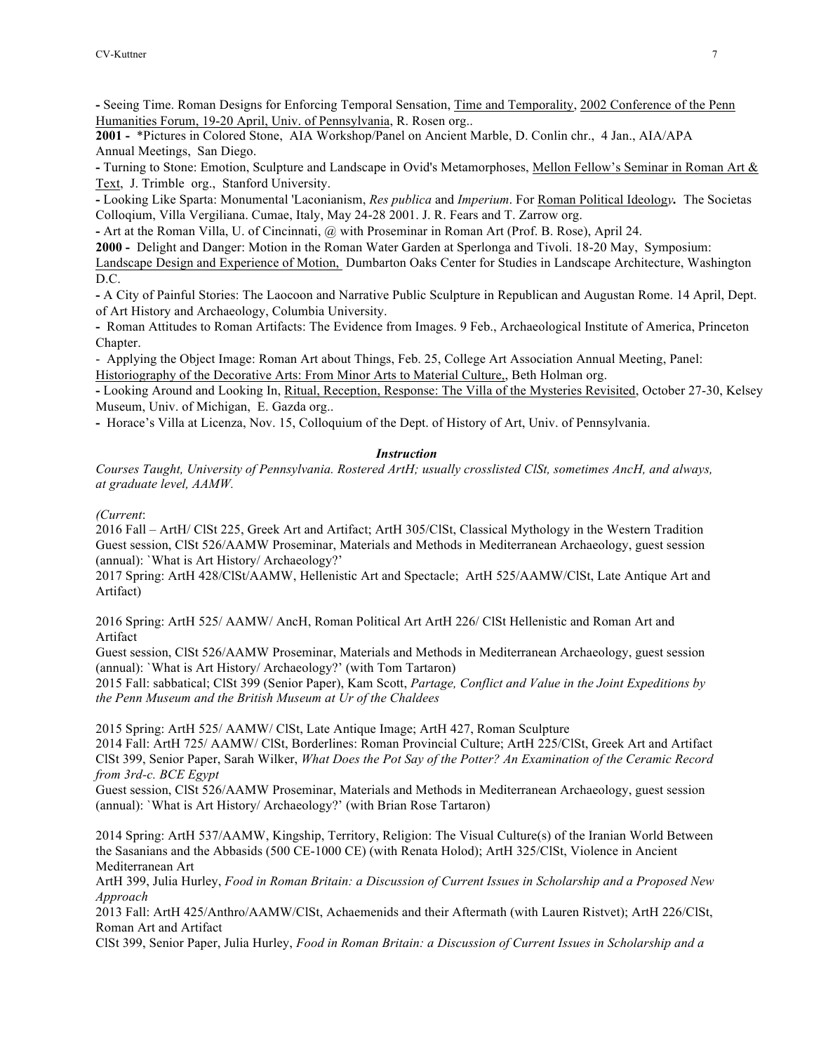- Seeing Time. Roman Designs for Enforcing Temporal Sensation, <u>Time and Temporality</u>, <u>2002 Conference of the Penn Humanities Forum, 19-20 April, Univ. of Pennsylvania</u>, R. Rosen org..

**2001 -** *Pictures in Colored Stone, AIA Workshop/Panel on Ancient Marble, D. Conlin chr., 4 Jan., AIA/APA Annual Meetings, San Diego.

- Turning to Stone: Emotion, Sculpture and Landscape in Ovid's Metamorphoses, <u>Mellon Fellow's Seminar in Roman Art & Text</u>, J. Trimble org., Stanford University.

- Looking Like Sparta: Monumental 'Laconianism, *Res publica* and *Imperium*. For <u>Roman Political Ideology</u>**.** The Societas Colloqium, Villa Vergiliana. Cumae, Italy, May 24-28 2001. J. R. Fears and T. Zarrow org.

- Art at the Roman Villa, U. of Cincinnati, @ with Proseminar in Roman Art (Prof. B. Rose), April 24.

**2000 -** Delight and Danger: Motion in the Roman Water Garden at Sperlonga and Tivoli. 18-20 May, Symposium: <u>Landscape Design and Experience of Motion,</u> Dumbarton Oaks Center for Studies in Landscape Architecture, Washington D.C.

- A City of Painful Stories: The Laocoon and Narrative Public Sculpture in Republican and Augustan Rome. 14 April, Dept. of Art History and Archaeology, Columbia University.

- Roman Attitudes to Roman Artifacts: The Evidence from Images. 9 Feb., Archaeological Institute of America, Princeton Chapter.

- Applying the Object Image: Roman Art about Things, Feb. 25, College Art Association Annual Meeting, Panel: <u>Historiography of the Decorative Arts: From Minor Arts to Material Culture,</u>, Beth Holman org.

- Looking Around and Looking In, <u>Ritual, Reception, Response: The Villa of the Mysteries Revisited</u>, October 27-30, Kelsey Museum, Univ. of Michigan, E. Gazda org..

- Horace's Villa at Licenza, Nov. 15, Colloquium of the Dept. of History of Art, Univ. of Pennsylvania.

### *Instruction*

*Courses Taught, University of Pennsylvania. Rostered ArtH; usually crosslisted ClSt, sometimes AncH, and always, at graduate level, AAMW.*

*(Current*:

2016 Fall – ArtH/ ClSt 225, Greek Art and Artifact; ArtH 305/ClSt, Classical Mythology in the Western Tradition

Guest session, ClSt 526/AAMW Proseminar, Materials and Methods in Mediterranean Archaeology, guest session (annual): `What is Art History/ Archaeology?'

2017 Spring: ArtH 428/ClSt/AAMW, Hellenistic Art and Spectacle; ArtH 525/AAMW/ClSt, Late Antique Art and Artifact)

2016 Spring: ArtH 525/ AAMW/ AncH, Roman Political Art ArtH 226/ ClSt Hellenistic and Roman Art and Artifact

Guest session, ClSt 526/AAMW Proseminar, Materials and Methods in Mediterranean Archaeology, guest session (annual): `What is Art History/ Archaeology?' (with Tom Tartaron)

2015 Fall: sabbatical; ClSt 399 (Senior Paper), Kam Scott, *Partage, Conflict and Value in the Joint Expeditions by the Penn Museum and the British Museum at Ur of the Chaldees*

2015 Spring: ArtH 525/ AAMW/ ClSt, Late Antique Image; ArtH 427, Roman Sculpture

2014 Fall: ArtH 725/ AAMW/ ClSt, Borderlines: Roman Provincial Culture; ArtH 225/ClSt, Greek Art and Artifact

ClSt 399, Senior Paper, Sarah Wilker, *What Does the Pot Say of the Potter? An Examination of the Ceramic Record from 3rd-c. BCE Egypt*

Guest session, ClSt 526/AAMW Proseminar, Materials and Methods in Mediterranean Archaeology, guest session (annual): `What is Art History/ Archaeology?' (with Brian Rose Tartaron)

2014 Spring: ArtH 537/AAMW, Kingship, Territory, Religion: The Visual Culture(s) of the Iranian World Between the Sasanians and the Abbasids (500 CE-1000 CE) (with Renata Holod); ArtH 325/ClSt, Violence in Ancient Mediterranean Art

ArtH 399, Julia Hurley, *Food in Roman Britain: a Discussion of Current Issues in Scholarship and a Proposed New Approach*

2013 Fall: ArtH 425/Anthro/AAMW/ClSt, Achaemenids and their Aftermath (with Lauren Ristvet); ArtH 226/ClSt, Roman Art and Artifact

ClSt 399, Senior Paper, Julia Hurley, *Food in Roman Britain: a Discussion of Current Issues in Scholarship and a*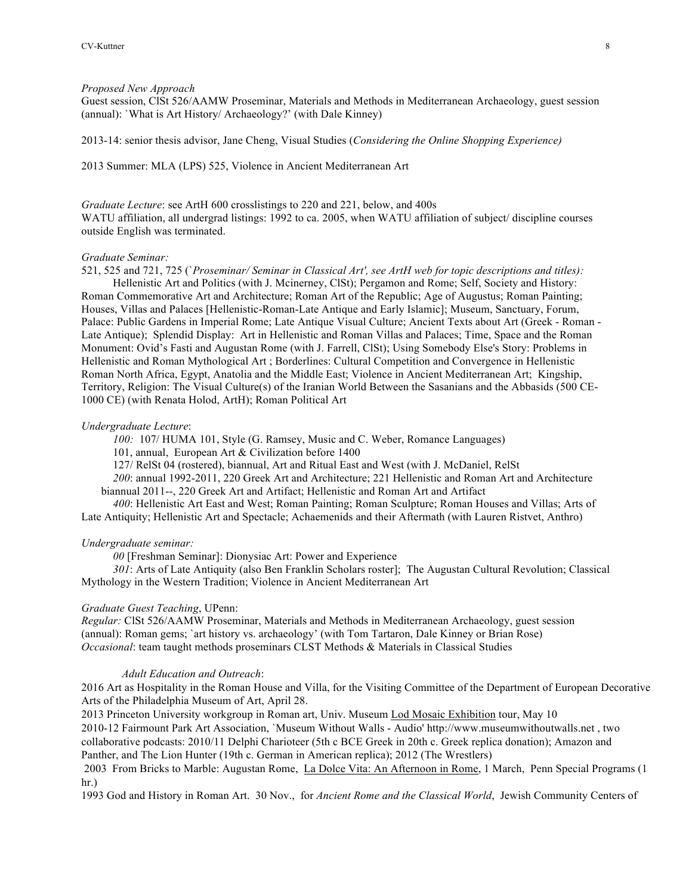*Proposed New Approach*
Guest session, ClSt 526/AAMW Proseminar, Materials and Methods in Mediterranean Archaeology, guest session (annual): `What is Art History/ Archaeology?' (with Dale Kinney)

2013-14: senior thesis advisor, Jane Cheng, Visual Studies (*Considering the Online Shopping Experience)*

2013 Summer: MLA (LPS) 525, Violence in Ancient Mediterranean Art

*Graduate Lecture*: see ArtH 600 crosslistings to 220 and 221, below, and 400s
WATU affiliation, all undergrad listings: 1992 to ca. 2005, when WATU affiliation of subject/ discipline courses outside English was terminated.

*Graduate Seminar:*
521, 525 and 721, 725 (`*Proseminar/ Seminar in Classical Art', see ArtH web for topic descriptions and titles):*
Hellenistic Art and Politics (with J. Mcinerney, ClSt); Pergamon and Rome; Self, Society and History: Roman Commemorative Art and Architecture; Roman Art of the Republic; Age of Augustus; Roman Painting; Houses, Villas and Palaces [Hellenistic-Roman-Late Antique and Early Islamic]; Museum, Sanctuary, Forum, Palace: Public Gardens in Imperial Rome; Late Antique Visual Culture; Ancient Texts about Art (Greek - Roman - Late Antique); Splendid Display: Art in Hellenistic and Roman Villas and Palaces; Time, Space and the Roman Monument: Ovid's Fasti and Augustan Rome (with J. Farrell, ClSt); Using Somebody Else's Story: Problems in Hellenistic and Roman Mythological Art ; Borderlines: Cultural Competition and Convergence in Hellenistic Roman North Africa, Egypt, Anatolia and the Middle East; Violence in Ancient Mediterranean Art; Kingship, Territory, Religion: The Visual Culture(s) of the Iranian World Between the Sasanians and the Abbasids (500 CE-1000 CE) (with Renata Holod, ArtH); Roman Political Art

*Undergraduate Lecture*:
*100:* 107/ HUMA 101, Style (G. Ramsey, Music and C. Weber, Romance Languages)
101, annual, European Art & Civilization before 1400
127/ RelSt 04 (rostered), biannual, Art and Ritual East and West (with J. McDaniel, RelSt
*200*: annual 1992-2011, 220 Greek Art and Architecture; 221 Hellenistic and Roman Art and Architecture biannual 2011--, 220 Greek Art and Artifact; Hellenistic and Roman Art and Artifact
*400*: Hellenistic Art East and West; Roman Painting; Roman Sculpture; Roman Houses and Villas; Arts of Late Antiquity; Hellenistic Art and Spectacle; Achaemenids and their Aftermath (with Lauren Ristvet, Anthro)

*Undergraduate seminar:*
*00* [Freshman Seminar]: Dionysiac Art: Power and Experience
*301*: Arts of Late Antiquity (also Ben Franklin Scholars roster]; The Augustan Cultural Revolution; Classical Mythology in the Western Tradition; Violence in Ancient Mediterranean Art

*Graduate Guest Teaching*, UPenn:
*Regular:* ClSt 526/AAMW Proseminar, Materials and Methods in Mediterranean Archaeology, guest session (annual): Roman gems; `art history vs. archaeology' (with Tom Tartaron, Dale Kinney or Brian Rose)
*Occasional*: team taught methods proseminars CLST Methods & Materials in Classical Studies

*Adult Education and Outreach*:
2016 Art as Hospitality in the Roman House and Villa, for the Visiting Committee of the Department of European Decorative Arts of the Philadelphia Museum of Art, April 28.
2013 Princeton University workgroup in Roman art, Univ. Museum Lod Mosaic Exhibition tour, May 10
2010-12 Fairmount Park Art Association, `Museum Without Walls - Audio' http://www.museumwithoutwalls.net , two collaborative podcasts: 2010/11 Delphi Charioteer (5th c BCE Greek in 20th c. Greek replica donation); Amazon and Panther, and The Lion Hunter (19th c. German in American replica); 2012 (The Wrestlers)
2003 From Bricks to Marble: Augustan Rome, La Dolce Vita: An Afternoon in Rome, 1 March, Penn Special Programs (1 hr.)
1993 God and History in Roman Art. 30 Nov., for *Ancient Rome and the Classical World*, Jewish Community Centers of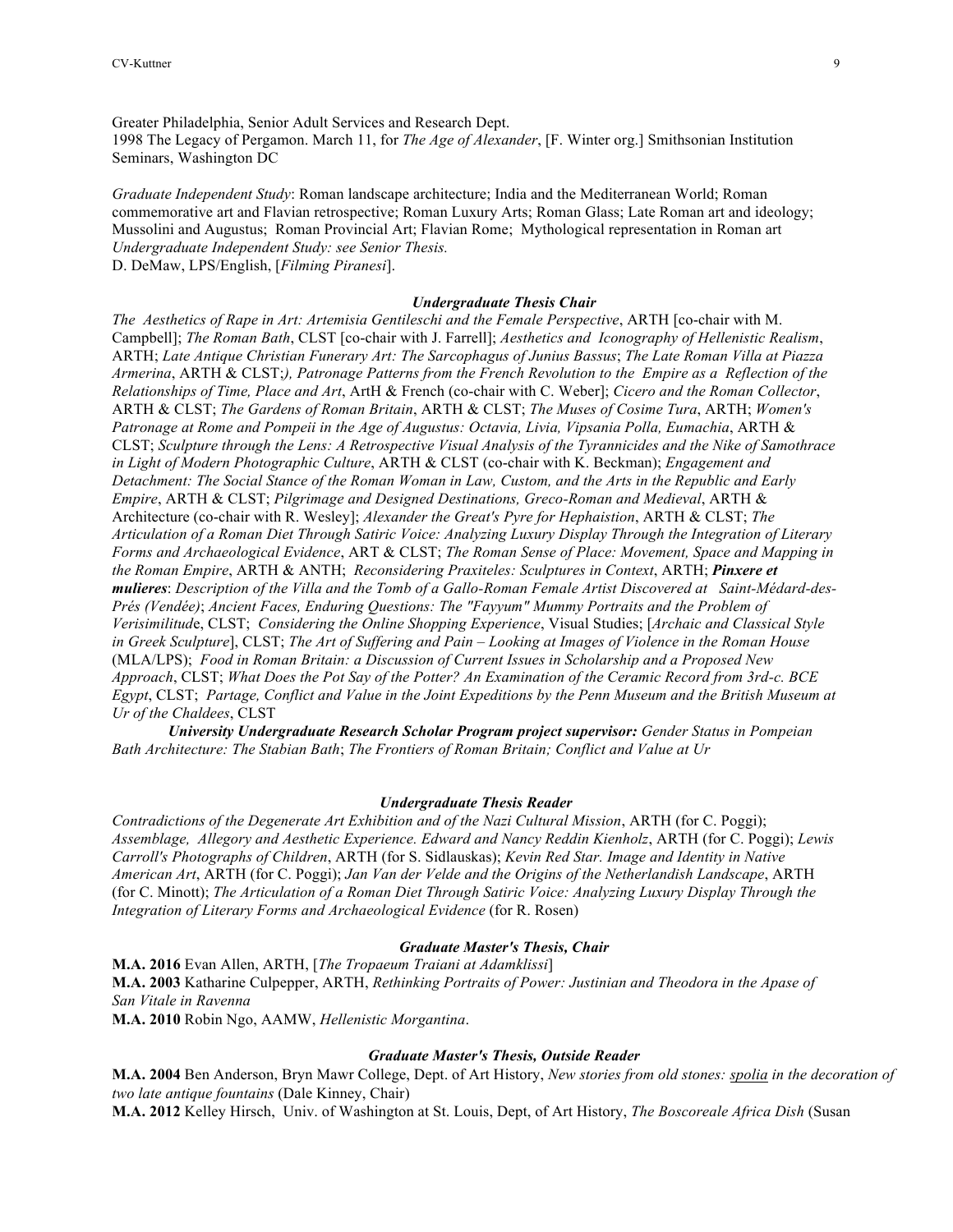Greater Philadelphia, Senior Adult Services and Research Dept.
1998 The Legacy of Pergamon. March 11, for *The Age of Alexander*, [F. Winter org.] Smithsonian Institution Seminars, Washington DC

*Graduate Independent Study*: Roman landscape architecture; India and the Mediterranean World; Roman commemorative art and Flavian retrospective; Roman Luxury Arts; Roman Glass; Late Roman art and ideology; Mussolini and Augustus; Roman Provincial Art; Flavian Rome; Mythological representation in Roman art
*Undergraduate Independent Study: see Senior Thesis.*
D. DeMaw, LPS/English, [*Filming Piranesi*].

### *Undergraduate Thesis Chair*

*The Aesthetics of Rape in Art: Artemisia Gentileschi and the Female Perspective*, ARTH [co-chair with M. Campbell]; *The Roman Bath*, CLST [co-chair with J. Farrell]; *Aesthetics and Iconography of Hellenistic Realism*, ARTH; *Late Antique Christian Funerary Art: The Sarcophagus of Junius Bassus*; *The Late Roman Villa at Piazza Armerina*, ARTH & CLST;*), Patronage Patterns from the French Revolution to the Empire as a Reflection of the Relationships of Time, Place and Art*, ArtH & French (co-chair with C. Weber]; *Cicero and the Roman Collector*, ARTH & CLST; *The Gardens of Roman Britain*, ARTH & CLST; *The Muses of Cosime Tura*, ARTH; *Women's Patronage at Rome and Pompeii in the Age of Augustus: Octavia, Livia, Vipsania Polla, Eumachia*, ARTH & CLST; *Sculpture through the Lens: A Retrospective Visual Analysis of the Tyrannicides and the Nike of Samothrace in Light of Modern Photographic Culture*, ARTH & CLST (co-chair with K. Beckman); *Engagement and Detachment: The Social Stance of the Roman Woman in Law, Custom, and the Arts in the Republic and Early Empire*, ARTH & CLST; *Pilgrimage and Designed Destinations, Greco-Roman and Medieval*, ARTH & Architecture (co-chair with R. Wesley]; *Alexander the Great's Pyre for Hephaistion*, ARTH & CLST; *The Articulation of a Roman Diet Through Satiric Voice: Analyzing Luxury Display Through the Integration of Literary Forms and Archaeological Evidence*, ART & CLST; *The Roman Sense of Place: Movement, Space and Mapping in the Roman Empire*, ARTH & ANTH; *Reconsidering Praxiteles: Sculptures in Context*, ARTH; ***Pinxere et mulieres***: *Description of the Villa and the Tomb of a Gallo-Roman Female Artist Discovered at Saint-Médard-des-Prés (Vendée)*; *Ancient Faces, Enduring Questions: The "Fayyum" Mummy Portraits and the Problem of Verisimilitude*, CLST; *Considering the Online Shopping Experience*, Visual Studies; [*Archaic and Classical Style in Greek Sculpture*], CLST; *The Art of Suffering and Pain – Looking at Images of Violence in the Roman House* (MLA/LPS); *Food in Roman Britain: a Discussion of Current Issues in Scholarship and a Proposed New Approach*, CLST; *What Does the Pot Say of the Potter? An Examination of the Ceramic Record from 3rd-c. BCE Egypt*, CLST; *Partage, Conflict and Value in the Joint Expeditions by the Penn Museum and the British Museum at Ur of the Chaldees*, CLST

***University Undergraduate Research Scholar Program project supervisor:*** *Gender Status in Pompeian Bath Architecture: The Stabian Bath*; *The Frontiers of Roman Britain; Conflict and Value at Ur*

### *Undergraduate Thesis Reader*

*Contradictions of the Degenerate Art Exhibition and of the Nazi Cultural Mission*, ARTH (for C. Poggi); *Assemblage, Allegory and Aesthetic Experience. Edward and Nancy Reddin Kienholz*, ARTH (for C. Poggi); *Lewis Carroll's Photographs of Children*, ARTH (for S. Sidlauskas); *Kevin Red Star. Image and Identity in Native American Art*, ARTH (for C. Poggi); *Jan Van der Velde and the Origins of the Netherlandish Landscape*, ARTH (for C. Minott); *The Articulation of a Roman Diet Through Satiric Voice: Analyzing Luxury Display Through the Integration of Literary Forms and Archaeological Evidence* (for R. Rosen)

### *Graduate Master's Thesis, Chair*

**M.A. 2016** Evan Allen, ARTH, [*The Tropaeum Traiani at Adamklissi*]
**M.A. 2003** Katharine Culpepper, ARTH, *Rethinking Portraits of Power: Justinian and Theodora in the Apase of San Vitale in Ravenna*
**M.A. 2010** Robin Ngo, AAMW, *Hellenistic Morgantina*.

### *Graduate Master's Thesis, Outside Reader*

**M.A. 2004** Ben Anderson, Bryn Mawr College, Dept. of Art History, *New stories from old stones: spolia in the decoration of two late antique fountains* (Dale Kinney, Chair)
**M.A. 2012** Kelley Hirsch, Univ. of Washington at St. Louis, Dept, of Art History, *The Boscoreale Africa Dish* (Susan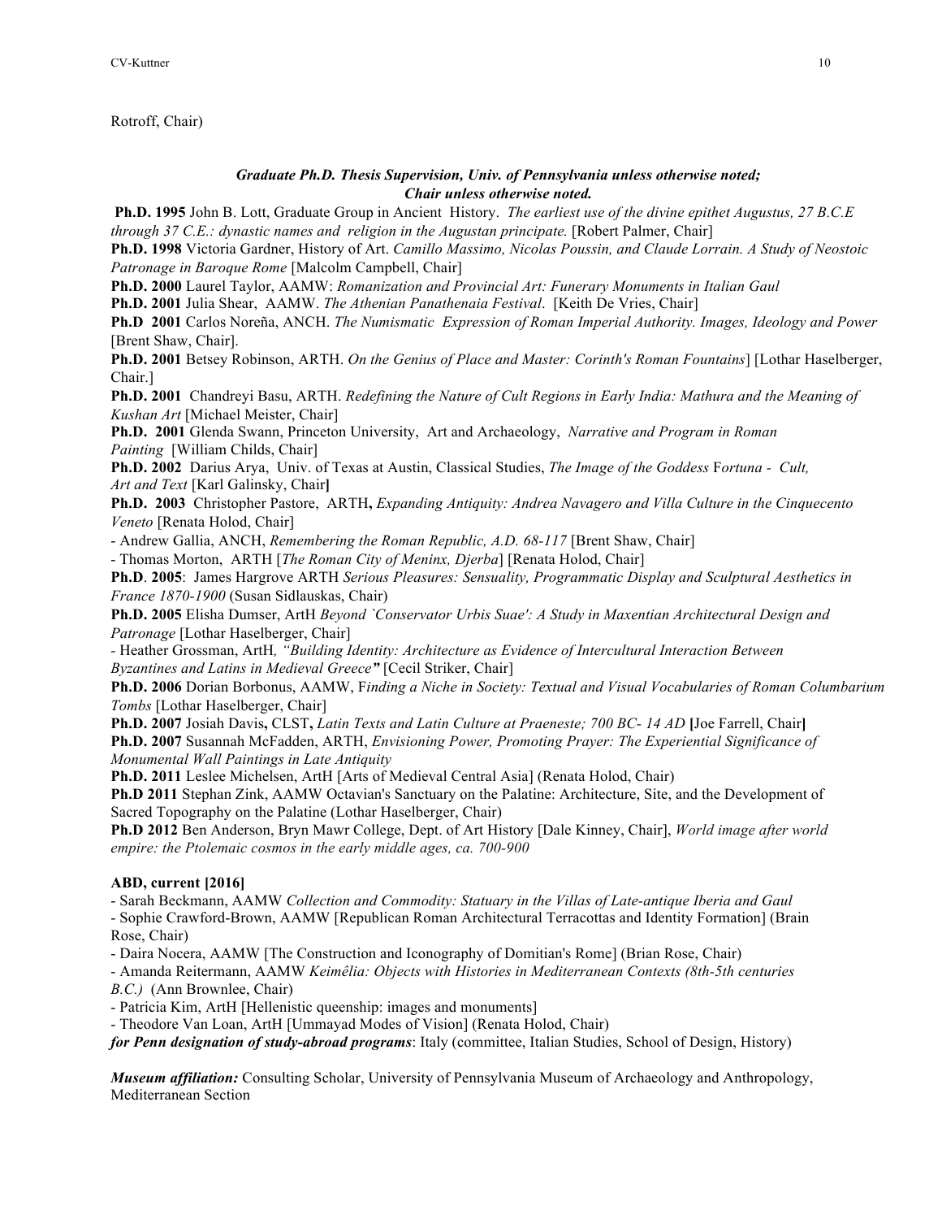Rotroff, Chair)

***Graduate Ph.D. Thesis Supervision, Univ. of Pennsylvania unless otherwise noted; Chair unless otherwise noted.***

**Ph.D. 1995** John B. Lott, Graduate Group in Ancient History. *The earliest use of the divine epithet Augustus, 27 B.C.E through 37 C.E.: dynastic names and religion in the Augustan principate.* [Robert Palmer, Chair]

**Ph.D. 1998** Victoria Gardner, History of Art. *Camillo Massimo, Nicolas Poussin, and Claude Lorrain. A Study of Neostoic Patronage in Baroque Rome* [Malcolm Campbell, Chair]

**Ph.D. 2000** Laurel Taylor, AAMW: *Romanization and Provincial Art: Funerary Monuments in Italian Gaul*

**Ph.D. 2001** Julia Shear, AAMW. *The Athenian Panathenaia Festival*. [Keith De Vries, Chair]

**Ph.D 2001** Carlos Noreña, ANCH. *The Numismatic Expression of Roman Imperial Authority. Images, Ideology and Power* [Brent Shaw, Chair].

**Ph.D. 2001** Betsey Robinson, ARTH. *On the Genius of Place and Master: Corinth's Roman Fountains*] [Lothar Haselberger, Chair.]

**Ph.D. 2001** Chandreyi Basu, ARTH. *Redefining the Nature of Cult Regions in Early India: Mathura and the Meaning of Kushan Art* [Michael Meister, Chair]

**Ph.D. 2001** Glenda Swann, Princeton University, Art and Archaeology, *Narrative and Program in Roman Painting* [William Childs, Chair]

**Ph.D. 2002** Darius Arya, Univ. of Texas at Austin, Classical Studies, *The Image of the Goddess* F*ortuna - Cult, Art and Text* [Karl Galinsky, Chair**]**

**Ph.D. 2003** Christopher Pastore, ARTH**,** *Expanding Antiquity: Andrea Navagero and Villa Culture in the Cinquecento Veneto* [Renata Holod, Chair]

- Andrew Gallia, ANCH, *Remembering the Roman Republic, A.D. 68-117* [Brent Shaw, Chair]
- Thomas Morton, ARTH [*The Roman City of Meninx, Djerba*] [Renata Holod, Chair]

**Ph.D**. **2005**: James Hargrove ARTH *Serious Pleasures: Sensuality, Programmatic Display and Sculptural Aesthetics in France 1870-1900* (Susan Sidlauskas, Chair)

**Ph.D. 2005** Elisha Dumser, ArtH *Beyond `Conservator Urbis Suae': A Study in Maxentian Architectural Design and Patronage* [Lothar Haselberger, Chair]

- Heather Grossman, ArtH*, "Building Identity: Architecture as Evidence of Intercultural Interaction Between Byzantines and Latins in Medieval Greece**"*** [Cecil Striker, Chair]

**Ph.D. 2006** Dorian Borbonus, AAMW, F*inding a Niche in Society: Textual and Visual Vocabularies of Roman Columbarium Tombs* [Lothar Haselberger, Chair]

**Ph.D. 2007** Josiah Davis**,** CLST**,** *Latin Texts and Latin Culture at Praeneste; 700 BC- 14 AD* **[**Joe Farrell, Chair**]**

**Ph.D. 2007** Susannah McFadden, ARTH, *Envisioning Power, Promoting Prayer: The Experiential Significance of Monumental Wall Paintings in Late Antiquity*

**Ph.D. 2011** Leslee Michelsen, ArtH [Arts of Medieval Central Asia] (Renata Holod, Chair)

**Ph.D 2011** Stephan Zink, AAMW Octavian's Sanctuary on the Palatine: Architecture, Site, and the Development of Sacred Topography on the Palatine (Lothar Haselberger, Chair)

**Ph.D 2012** Ben Anderson, Bryn Mawr College, Dept. of Art History [Dale Kinney, Chair], *World image after world empire: the Ptolemaic cosmos in the early middle ages, ca. 700-900*

**ABD, current [2016]**

- Sarah Beckmann, AAMW *Collection and Commodity: Statuary in the Villas of Late-antique Iberia and Gaul*
- Sophie Crawford-Brown, AAMW [Republican Roman Architectural Terracottas and Identity Formation] (Brain Rose, Chair)
- Daira Nocera, AAMW [The Construction and Iconography of Domitian's Rome] (Brian Rose, Chair)
- Amanda Reitermann, AAMW *Keimêlia: Objects with Histories in Mediterranean Contexts (8th-5th centuries B.C.)* (Ann Brownlee, Chair)
- Patricia Kim, ArtH [Hellenistic queenship: images and monuments]
- Theodore Van Loan, ArtH [Ummayad Modes of Vision] (Renata Holod, Chair)

***for Penn designation of study-abroad programs***: Italy (committee, Italian Studies, School of Design, History)

***Museum affiliation:*** Consulting Scholar, University of Pennsylvania Museum of Archaeology and Anthropology, Mediterranean Section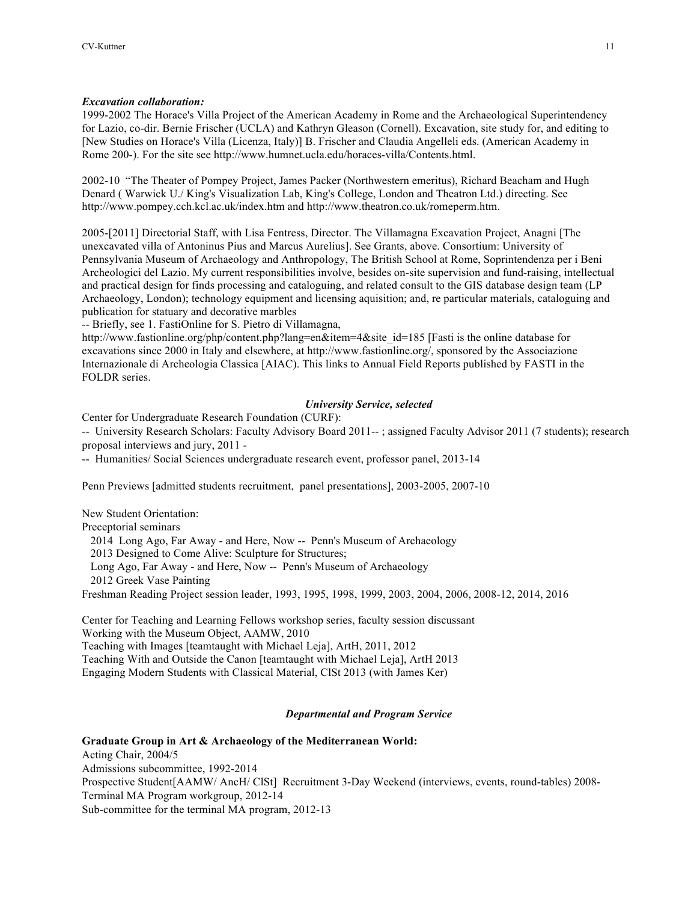***Excavation collaboration:***

1999-2002 The Horace's Villa Project of the American Academy in Rome and the Archaeological Superintendency for Lazio, co-dir. Bernie Frischer (UCLA) and Kathryn Gleason (Cornell). Excavation, site study for, and editing to [New Studies on Horace's Villa (Licenza, Italy)] B. Frischer and Claudia Angelleli eds. (American Academy in Rome 200-). For the site see http://www.humnet.ucla.edu/horaces-villa/Contents.html.

2002-10 "The Theater of Pompey Project, James Packer (Northwestern emeritus), Richard Beacham and Hugh Denard ( Warwick U./ King's Visualization Lab, King's College, London and Theatron Ltd.) directing. See http://www.pompey.cch.kcl.ac.uk/index.htm and http://www.theatron.co.uk/romeperm.htm.

2005-[2011] Directorial Staff, with Lisa Fentress, Director. The Villamagna Excavation Project, Anagni [The unexcavated villa of Antoninus Pius and Marcus Aurelius]. See Grants, above. Consortium: University of Pennsylvania Museum of Archaeology and Anthropology, The British School at Rome, Soprintendenza per i Beni Archeologici del Lazio. My current responsibilities involve, besides on-site supervision and fund-raising, intellectual and practical design for finds processing and cataloguing, and related consult to the GIS database design team (LP Archaeology, London); technology equipment and licensing aquisition; and, re particular materials, cataloguing and publication for statuary and decorative marbles

-- Briefly, see 1. FastiOnline for S. Pietro di Villamagna, http://www.fastionline.org/php/content.php?lang=en&item=4&site_id=185 [Fasti is the online database for excavations since 2000 in Italy and elsewhere, at http://www.fastionline.org/, sponsored by the Associazione Internazionale di Archeologia Classica [AIAC). This links to Annual Field Reports published by FASTI in the FOLDR series.

### *University Service, selected*

Center for Undergraduate Research Foundation (CURF):

-- University Research Scholars: Faculty Advisory Board 2011-- ; assigned Faculty Advisor 2011 (7 students); research proposal interviews and jury, 2011 -

-- Humanities/ Social Sciences undergraduate research event, professor panel, 2013-14

Penn Previews [admitted students recruitment, panel presentations], 2003-2005, 2007-10

New Student Orientation:

Preceptorial seminars

2014 Long Ago, Far Away - and Here, Now -- Penn's Museum of Archaeology

2013 Designed to Come Alive: Sculpture for Structures;

Long Ago, Far Away - and Here, Now -- Penn's Museum of Archaeology

2012 Greek Vase Painting

Freshman Reading Project session leader, 1993, 1995, 1998, 1999, 2003, 2004, 2006, 2008-12, 2014, 2016

Center for Teaching and Learning Fellows workshop series, faculty session discussant

Working with the Museum Object, AAMW, 2010

Teaching with Images [teamtaught with Michael Leja], ArtH, 2011, 2012

Teaching With and Outside the Canon [teamtaught with Michael Leja], ArtH 2013

Engaging Modern Students with Classical Material, ClSt 2013 (with James Ker)

### *Departmental and Program Service*

**Graduate Group in Art & Archaeology of the Mediterranean World:**

Acting Chair, 2004/5

Admissions subcommittee, 1992-2014

Prospective Student[AAMW/ AncH/ ClSt] Recruitment 3-Day Weekend (interviews, events, round-tables) 2008-

Terminal MA Program workgroup, 2012-14

Sub-committee for the terminal MA program, 2012-13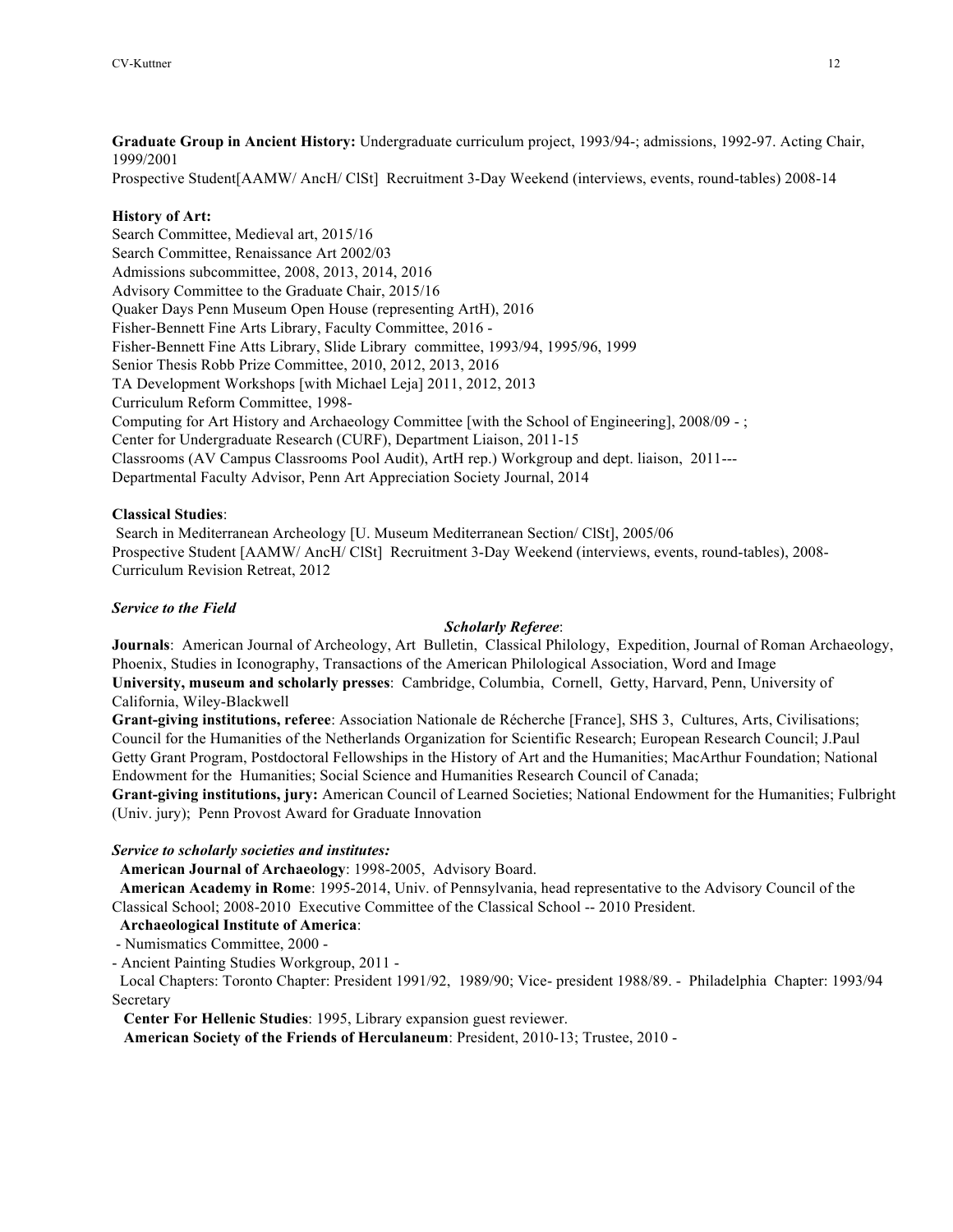**Graduate Group in Ancient History:** Undergraduate curriculum project, 1993/94-; admissions, 1992-97. Acting Chair, 1999/2001
Prospective Student[AAMW/ AncH/ ClSt] Recruitment 3-Day Weekend (interviews, events, round-tables) 2008-14

**History of Art:**
Search Committee, Medieval art, 2015/16
Search Committee, Renaissance Art 2002/03
Admissions subcommittee, 2008, 2013, 2014, 2016
Advisory Committee to the Graduate Chair, 2015/16
Quaker Days Penn Museum Open House (representing ArtH), 2016
Fisher-Bennett Fine Arts Library, Faculty Committee, 2016 -
Fisher-Bennett Fine Atts Library, Slide Library committee, 1993/94, 1995/96, 1999
Senior Thesis Robb Prize Committee, 2010, 2012, 2013, 2016
TA Development Workshops [with Michael Leja] 2011, 2012, 2013
Curriculum Reform Committee, 1998-
Computing for Art History and Archaeology Committee [with the School of Engineering], 2008/09 - ;
Center for Undergraduate Research (CURF), Department Liaison, 2011-15
Classrooms (AV Campus Classrooms Pool Audit), ArtH rep.) Workgroup and dept. liaison, 2011---
Departmental Faculty Advisor, Penn Art Appreciation Society Journal, 2014

**Classical Studies**:
Search in Mediterranean Archeology [U. Museum Mediterranean Section/ ClSt], 2005/06
Prospective Student [AAMW/ AncH/ ClSt] Recruitment 3-Day Weekend (interviews, events, round-tables), 2008-
Curriculum Revision Retreat, 2012

***Service to the Field***

***Scholarly Referee***:

**Journals**: American Journal of Archeology, Art Bulletin, Classical Philology, Expedition, Journal of Roman Archaeology, Phoenix, Studies in Iconography, Transactions of the American Philological Association, Word and Image
**University, museum and scholarly presses**: Cambridge, Columbia, Cornell, Getty, Harvard, Penn, University of California, Wiley-Blackwell
**Grant-giving institutions, referee**: Association Nationale de Récherche [France], SHS 3, Cultures, Arts, Civilisations; Council for the Humanities of the Netherlands Organization for Scientific Research; European Research Council; J.Paul Getty Grant Program, Postdoctoral Fellowships in the History of Art and the Humanities; MacArthur Foundation; National Endowment for the Humanities; Social Science and Humanities Research Council of Canada;
**Grant-giving institutions, jury:** American Council of Learned Societies; National Endowment for the Humanities; Fulbright (Univ. jury); Penn Provost Award for Graduate Innovation

***Service to scholarly societies and institutes:***

**American Journal of Archaeology**: 1998-2005, Advisory Board.
**American Academy in Rome**: 1995-2014, Univ. of Pennsylvania, head representative to the Advisory Council of the Classical School; 2008-2010 Executive Committee of the Classical School -- 2010 President.
**Archaeological Institute of America**:
- Numismatics Committee, 2000 -
- Ancient Painting Studies Workgroup, 2011 -

Local Chapters: Toronto Chapter: President 1991/92, 1989/90; Vice- president 1988/89. - Philadelphia Chapter: 1993/94 Secretary
**Center For Hellenic Studies**: 1995, Library expansion guest reviewer.
**American Society of the Friends of Herculaneum**: President, 2010-13; Trustee, 2010 -